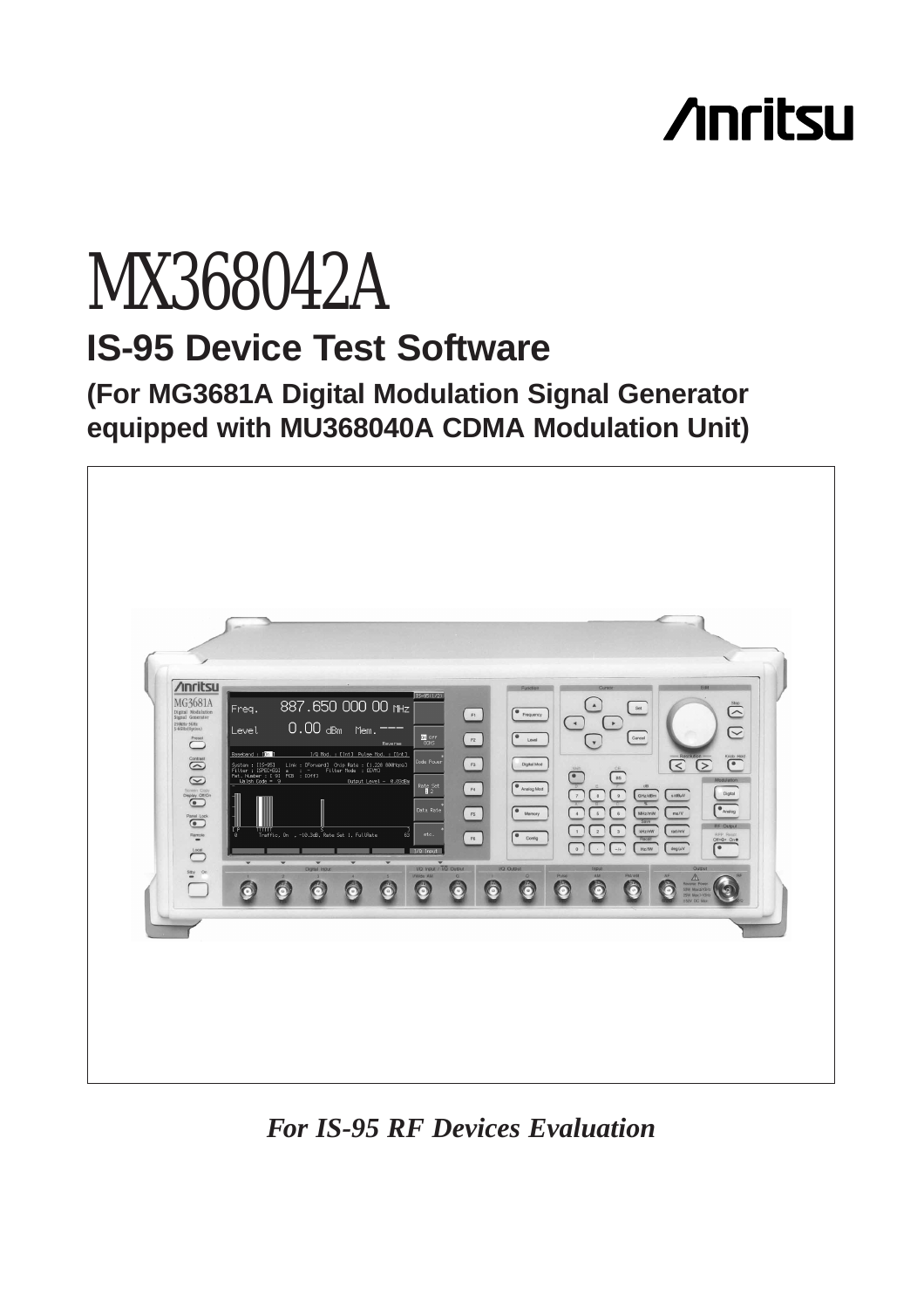Anritsu

# MX368042A

## IS-95 Device Test Software

### (For MG3681A Digital Modulation Signal Generator equipped with MU368040A CDMA Modulation Unit)

***For IS-95 RF Devices Evaluation***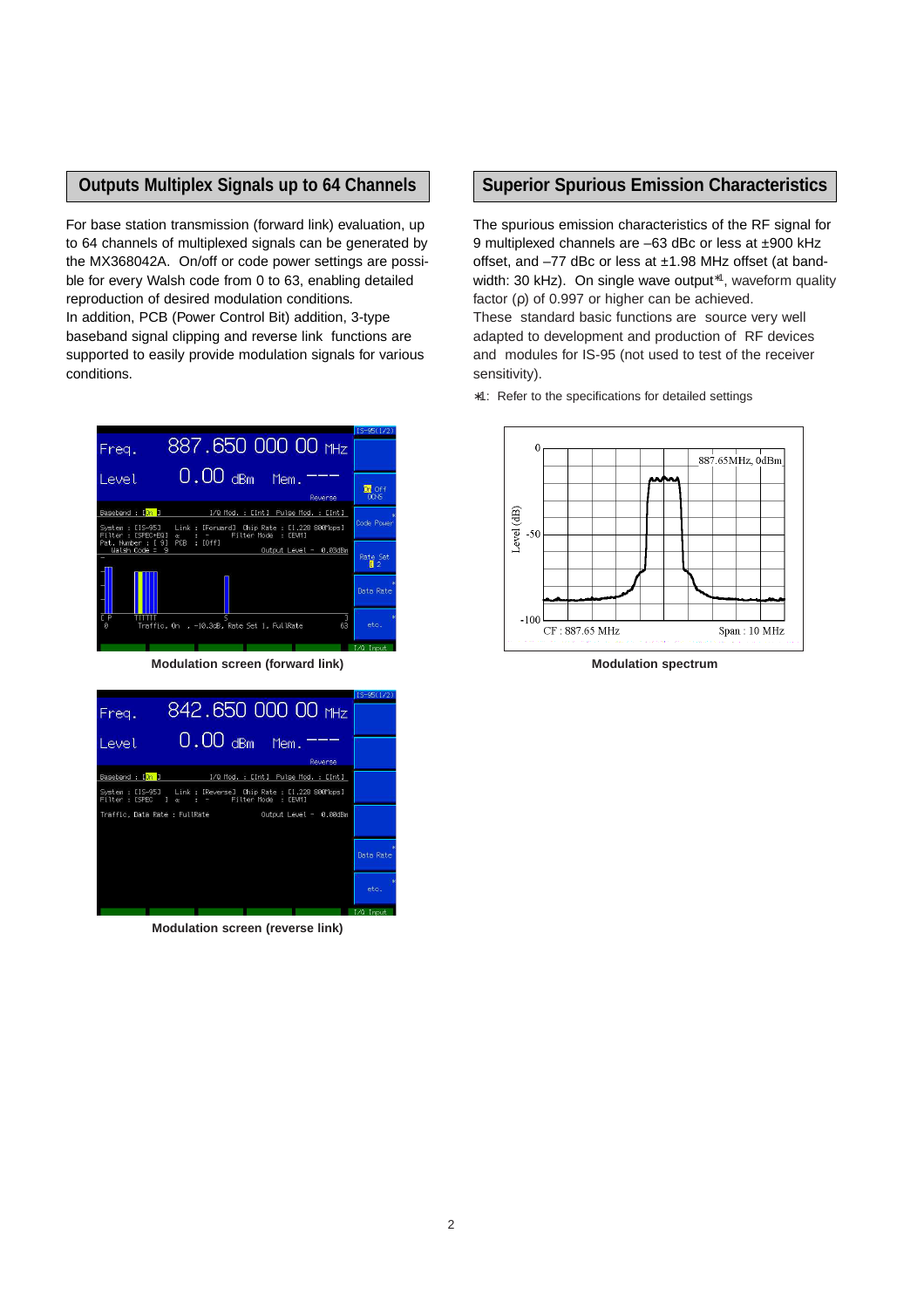## Outputs Multiplex Signals up to 64 Channels

For base station transmission (forward link) evaluation, up to 64 channels of multiplexed signals can be generated by the MX368042A. On/off or code power settings are possible for every Walsh code from 0 to 63, enabling detailed reproduction of desired modulation conditions.
In addition, PCB (Power Control Bit) addition, 3-type baseband signal clipping and reverse link functions are supported to easily provide modulation signals for various conditions.

Modulation screen (forward link)

Modulation screen (reverse link)

## Superior Spurious Emission Characteristics

The spurious emission characteristics of the RF signal for 9 multiplexed channels are –63 dBc or less at ±900 kHz offset, and –77 dBc or less at ±1.98 MHz offset (at bandwidth: 30 kHz). On single wave output*1, waveform quality factor (ρ) of 0.997 or higher can be achieved.
These standard basic functions are source very well adapted to development and production of RF devices and modules for IS-95 (not used to test of the receiver sensitivity).

*1: Refer to the specifications for detailed settings

Modulation spectrum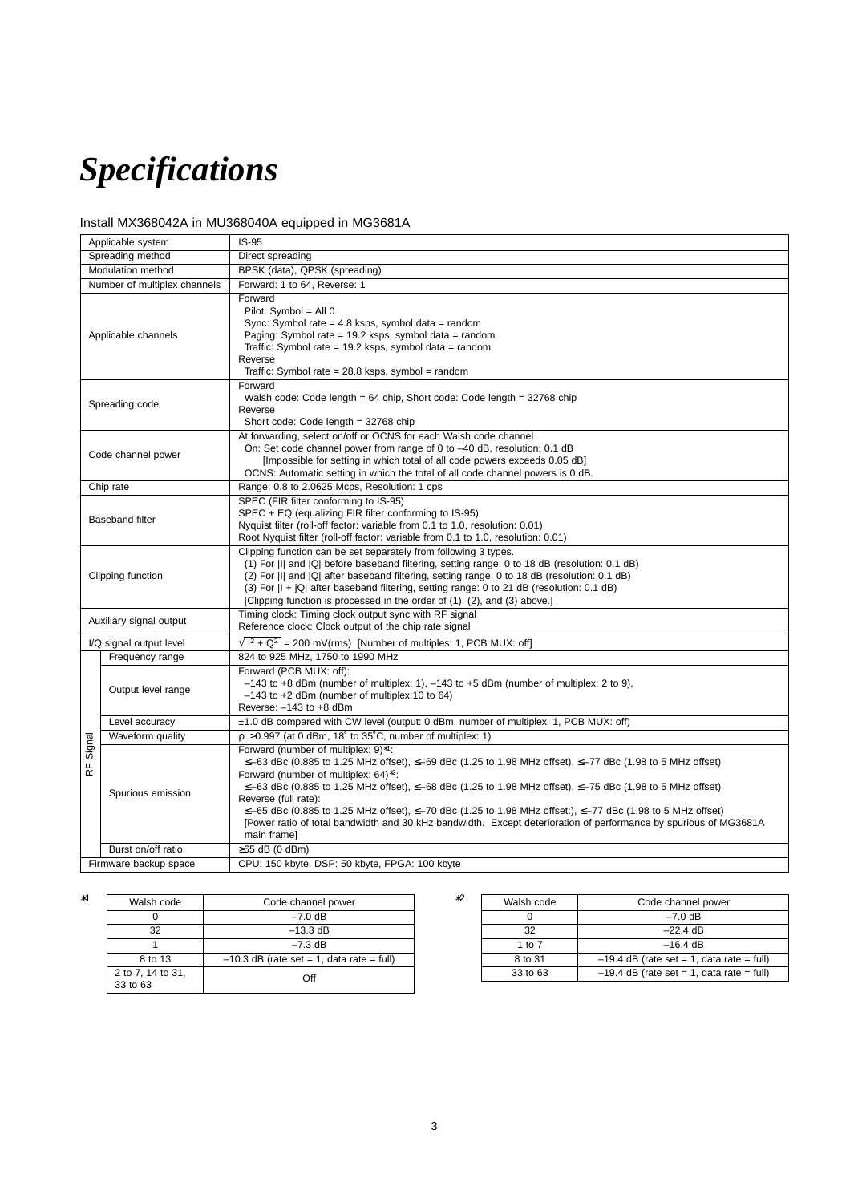# Specifications

Install MX368042A in MU368040A equipped in MG3681A

| | | |
|---|---|---|
| Applicable system | | IS-95 |
| Spreading method | | Direct spreading |
| Modulation method | | BPSK (data), QPSK (spreading) |
| Number of multiplex channels | | Forward: 1 to 64, Reverse: 1 |
| Applicable channels | | Forward<br>Pilot: Symbol = All 0<br>Sync: Symbol rate = 4.8 ksps, symbol data = random<br>Paging: Symbol rate = 19.2 ksps, symbol data = random<br>Traffic: Symbol rate = 19.2 ksps, symbol data = random<br>Reverse<br>Traffic: Symbol rate = 28.8 ksps, symbol = random |
| Spreading code | | Forward<br>Walsh code: Code length = 64 chip, Short code: Code length = 32768 chip<br>Reverse<br>Short code: Code length = 32768 chip |
| Code channel power | | At forwarding, select on/off or OCNS for each Walsh code channel<br>On: Set code channel power from range of 0 to –40 dB, resolution: 0.1 dB<br>[Impossible for setting in which total of all code powers exceeds 0.05 dB]<br>OCNS: Automatic setting in which the total of all code channel powers is 0 dB. |
| Chip rate | | Range: 0.8 to 2.0625 Mcps, Resolution: 1 cps |
| Baseband filter | | SPEC (FIR filter conforming to IS-95)<br>SPEC + EQ (equalizing FIR filter conforming to IS-95)<br>Nyquist filter (roll-off factor: variable from 0.1 to 1.0, resolution: 0.01)<br>Root Nyquist filter (roll-off factor: variable from 0.1 to 1.0, resolution: 0.01) |
| Clipping function | | Clipping function can be set separately from following 3 types.<br>(1) For \|I\| and \|Q\| before baseband filtering, setting range: 0 to 18 dB (resolution: 0.1 dB)<br>(2) For \|I\| and \|Q\| after baseband filtering, setting range: 0 to 18 dB (resolution: 0.1 dB)<br>(3) For \|I + jQ\| after baseband filtering, setting range: 0 to 21 dB (resolution: 0.1 dB)<br>[Clipping function is processed in the order of (1), (2), and (3) above.] |
| Auxiliary signal output | | Timing clock: Timing clock output sync with RF signal<br>Reference clock: Clock output of the chip rate signal |
| I/Q signal output level | | $\sqrt{I^2 + Q^2}$ = 200 mV(rms) [Number of multiples: 1, PCB MUX: off] |
| RF Signal | Frequency range | 824 to 925 MHz, 1750 to 1990 MHz |
| | Output level range | Forward (PCB MUX: off):<br>–143 to +8 dBm (number of multiplex: 1), –143 to +5 dBm (number of multiplex: 2 to 9),<br>–143 to +2 dBm (number of multiplex:10 to 64)<br>Reverse: –143 to +8 dBm |
| | Level accuracy | ±1.0 dB compared with CW level (output: 0 dBm, number of multiplex: 1, PCB MUX: off) |
| | Waveform quality | ρ: ≥0.997 (at 0 dBm, 18˚ to 35˚C, number of multiplex: 1) |
| | Spurious emission | Forward (number of multiplex: 9)*1:<br>≤–63 dBc (0.885 to 1.25 MHz offset), ≤–69 dBc (1.25 to 1.98 MHz offset), ≤–77 dBc (1.98 to 5 MHz offset)<br>Forward (number of multiplex: 64)*2:<br>≤–63 dBc (0.885 to 1.25 MHz offset), ≤–68 dBc (1.25 to 1.98 MHz offset), ≤–75 dBc (1.98 to 5 MHz offset)<br>Reverse (full rate):<br>≤–65 dBc (0.885 to 1.25 MHz offset), ≤–70 dBc (1.25 to 1.98 MHz offset:), ≤–77 dBc (1.98 to 5 MHz offset)<br>[Power ratio of total bandwidth and 30 kHz bandwidth. Except deterioration of performance by spurious of MG3681A main frame] |
| | Burst on/off ratio | ≥65 dB (0 dBm) |
| Firmware backup space | | CPU: 150 kbyte, DSP: 50 kbyte, FPGA: 100 kbyte |

*1

| Walsh code | Code channel power |
|---|---|
| 0 | –7.0 dB |
| 32 | –13.3 dB |
| 1 | –7.3 dB |
| 8 to 13 | –10.3 dB (rate set = 1, data rate = full) |
| 2 to 7, 14 to 31, 33 to 63 | Off |

*2

| Walsh code | Code channel power |
|---|---|
| 0 | –7.0 dB |
| 32 | –22.4 dB |
| 1 to 7 | –16.4 dB |
| 8 to 31 | –19.4 dB (rate set = 1, data rate = full) |
| 33 to 63 | –19.4 dB (rate set = 1, data rate = full) |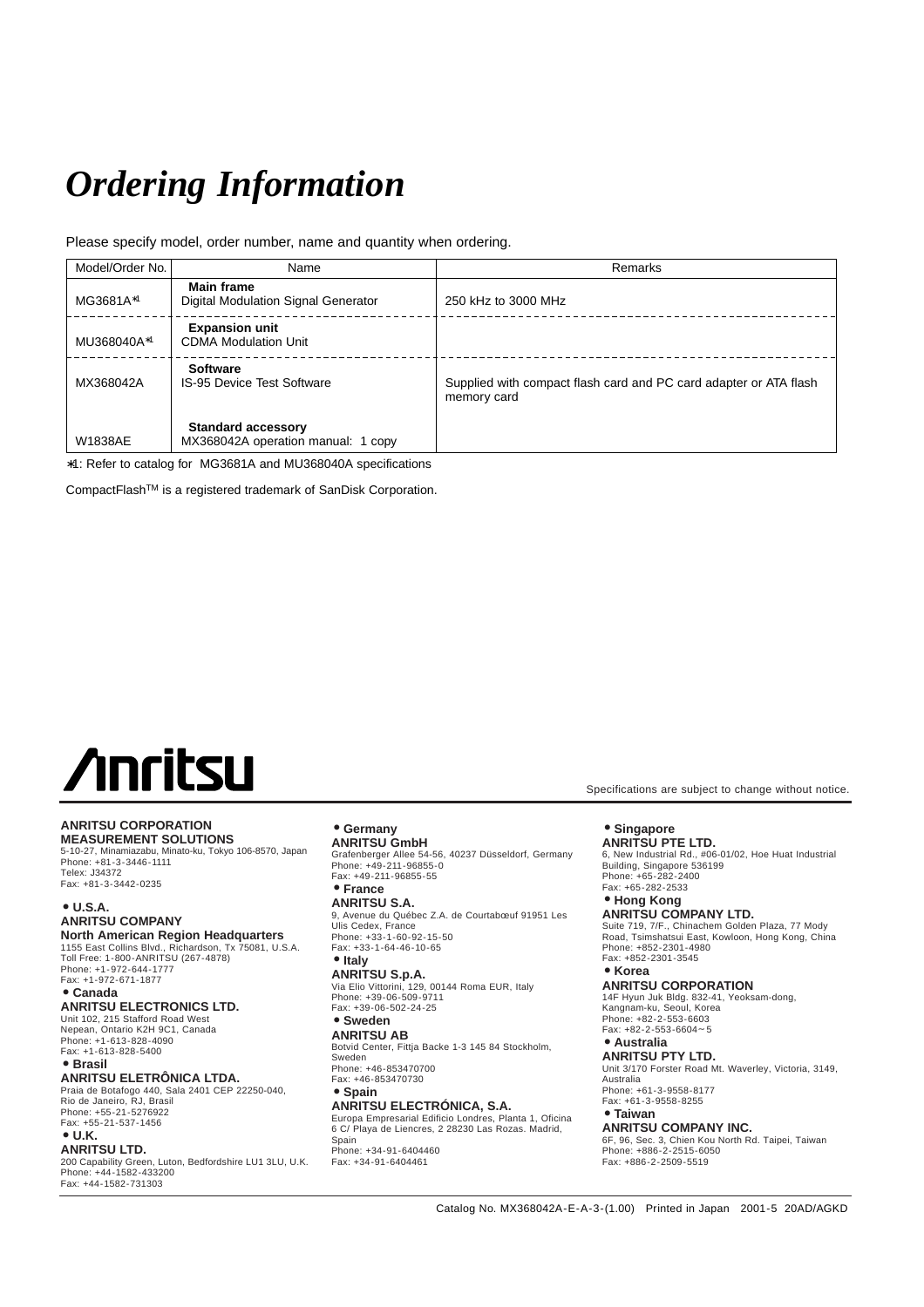# *Ordering Information*

Please specify model, order number, name and quantity when ordering.

| Model/Order No. | Name | Remarks |
|---|---|---|
| MG3681A*1 | **Main frame**<br>Digital Modulation Signal Generator | 250 kHz to 3000 MHz |
| MU368040A*1 | **Expansion unit**<br>CDMA Modulation Unit | |
| MX368042A | **Software**<br>IS-95 Device Test Software | Supplied with compact flash card and PC card adapter or ATA flash memory card |
| W1838AE | **Standard accessory**<br>MX368042A operation manual: 1 copy | |

*1: Refer to catalog for MG3681A and MU368040A specifications

CompactFlash™ is a registered trademark of SanDisk Corporation.

Anritsu

Specifications are subject to change without notice.

**ANRITSU CORPORATION**
**MEASUREMENT SOLUTIONS**
5-10-27, Minamiazabu, Minato-ku, Tokyo 106-8570, Japan
Phone: +81-3-3446-1111
Telex: J34372
Fax: +81-3-3442-0235

• **U.S.A.**
**ANRITSU COMPANY**
**North American Region Headquarters**
1155 East Collins Blvd., Richardson, Tx 75081, U.S.A.
Toll Free: 1-800-ANRITSU (267-4878)
Phone: +1-972-644-1777
Fax: +1-972-671-1877

• **Canada**
**ANRITSU ELECTRONICS LTD.**
Unit 102, 215 Stafford Road West
Nepean, Ontario K2H 9C1, Canada
Phone: +1-613-828-4090
Fax: +1-613-828-5400

• **Brasil**
**ANRITSU ELETRÔNICA LTDA.**
Praia de Botafogo 440, Sala 2401 CEP 22250-040,
Rio de Janeiro, RJ, Brasil
Phone: +55-21-5276922
Fax: +55-21-537-1456

• **U.K.**
**ANRITSU LTD.**
200 Capability Green, Luton, Bedfordshire LU1 3LU, U.K.
Phone: +44-1582-433200
Fax: +44-1582-731303

• **Germany**
**ANRITSU GmbH**
Grafenberger Allee 54-56, 40237 Düsseldorf, Germany
Phone: +49-211-96855-0
Fax: +49-211-96855-55

• **France**
**ANRITSU S.A.**
9, Avenue du Québec Z.A. de Courtabœuf 91951 Les Ulis Cedex, France
Phone: +33-1-60-92-15-50
Fax: +33-1-64-46-10-65

• **Italy**
**ANRITSU S.p.A.**
Via Elio Vittorini, 129, 00144 Roma EUR, Italy
Phone: +39-06-509-9711
Fax: +39-06-502-24-25

• **Sweden**
**ANRITSU AB**
Botvid Center, Fittja Backe 1-3 145 84 Stockholm, Sweden
Phone: +46-853470700
Fax: +46-853470730

• **Spain**
**ANRITSU ELECTRÓNICA, S.A.**
Europa Empresarial Edificio Londres, Planta 1, Oficina 6 C/ Playa de Liencres, 2 28230 Las Rozas. Madrid, Spain
Phone: +34-91-6404460
Fax: +34-91-6404461

• **Singapore**
**ANRITSU PTE LTD.**
6, New Industrial Rd., #06-01/02, Hoe Huat Industrial Building, Singapore 536199
Phone: +65-282-2400
Fax: +65-282-2533

• **Hong Kong**
**ANRITSU COMPANY LTD.**
Suite 719, 7/F., Chinachem Golden Plaza, 77 Mody Road, Tsimshatsui East, Kowloon, Hong Kong, China
Phone: +852-2301-4980
Fax: +852-2301-3545

• **Korea**
**ANRITSU CORPORATION**
14F Hyun Juk Bldg. 832-41, Yeoksam-dong, Kangnam-ku, Seoul, Korea
Phone: +82-2-553-6603
Fax: +82-2-553-6604~5

• **Australia**
**ANRITSU PTY LTD.**
Unit 3/170 Forster Road Mt. Waverley, Victoria, 3149, Australia
Phone: +61-3-9558-8177
Fax: +61-3-9558-8255

• **Taiwan**
**ANRITSU COMPANY INC.**
6F, 96, Sec. 3, Chien Kou North Rd. Taipei, Taiwan
Phone: +886-2-2515-6050
Fax: +886-2-2509-5519

Catalog No. MX368042A-E-A-3-(1.00) Printed in Japan 2001-5 20AD/AGKD